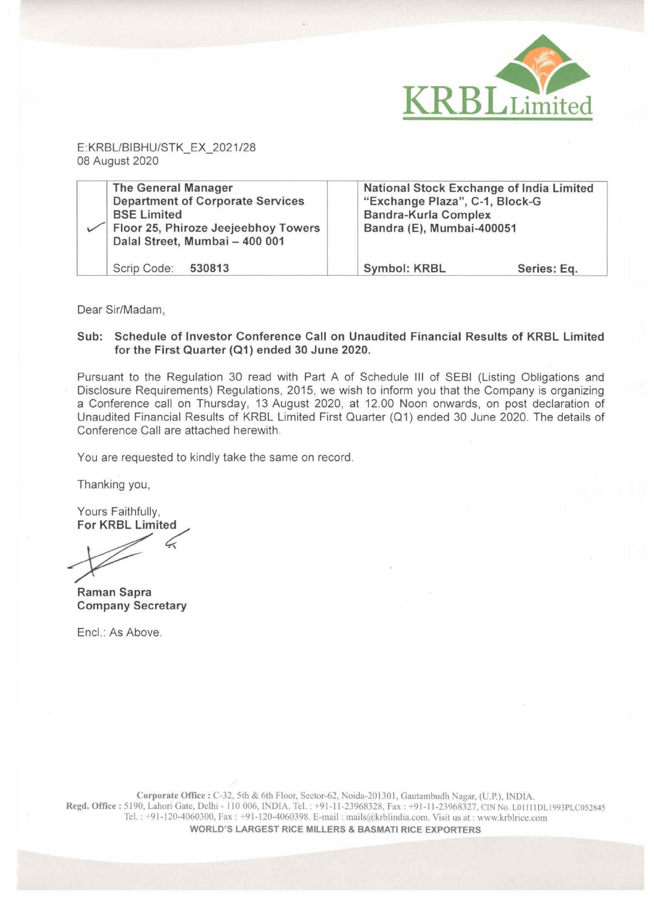KRBL Limited

E:KRBL/BIBHU/STK_EX_2021/28
08 August 2020

| ✓ | The General Manager<br>Department of Corporate Services<br>BSE Limited<br>Floor 25, Phiroze Jeejeebhoy Towers<br>Dalal Street, Mumbai – 400 001<br><br>Scrip Code: **530813** | | National Stock Exchange of India Limited<br>"Exchange Plaza", C-1, Block-G<br>Bandra-Kurla Complex<br>Bandra (E), Mumbai-400051<br><br>Symbol: KRBL Series: Eq. |
|---|---|---|---|

Dear Sir/Madam,

**Sub: Schedule of Investor Conference Call on Unaudited Financial Results of KRBL Limited for the First Quarter (Q1) ended 30 June 2020.**

Pursuant to the Regulation 30 read with Part A of Schedule III of SEBI (Listing Obligations and Disclosure Requirements) Regulations, 2015, we wish to inform you that the Company is organizing a Conference call on Thursday, 13 August 2020, at 12.00 Noon onwards, on post declaration of Unaudited Financial Results of KRBL Limited First Quarter (Q1) ended 30 June 2020. The details of Conference Call are attached herewith.

You are requested to kindly take the same on record.

Thanking you,

Yours Faithfully,
**For KRBL Limited**

**Raman Sapra**
**Company Secretary**

Encl.: As Above.

**Corporate Office :** C-32, 5th & 6th Floor, Sector-62, Noida-201301, Gautambudh Nagar, (U.P.), INDIA.
**Regd. Office :** 5190, Lahori Gate, Delhi - 110 006, INDIA. Tel. : +91-11-23968328, Fax : +91-11-23968327, CIN No. L01111DL1993PLC052845
Tel. : +91-120-4060300, Fax : +91-120-4060398. E-mail : mails@krblindia.com. Visit us at : www.krblrice.com
**WORLD'S LARGEST RICE MILLERS & BASMATI RICE EXPORTERS**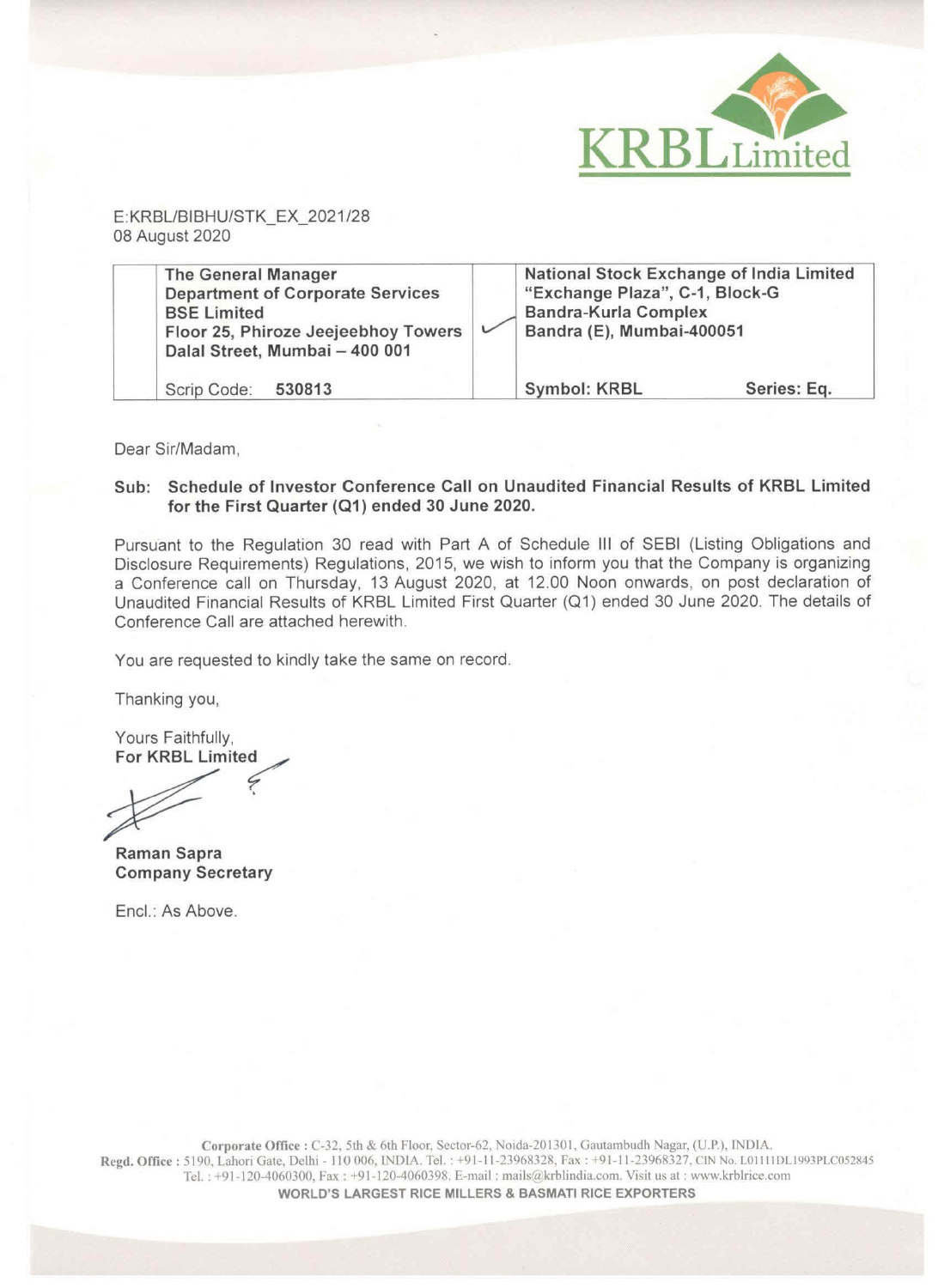E:KRBL/BIBHU/STK_EX_2021/28
08 August 2020

| | | | |
|---|---|---|---|
| | The General Manager<br>Department of Corporate Services<br>BSE Limited<br>Floor 25, Phiroze Jeejeebhoy Towers<br>Dalal Street, Mumbai – 400 001<br><br>Scrip Code: **530813** | ✓ | National Stock Exchange of India Limited<br>"Exchange Plaza", C-1, Block-G<br>Bandra-Kurla Complex<br>Bandra (E), Mumbai-400051<br><br>Symbol: KRBL Series: Eq. |

Dear Sir/Madam,

**Sub: Schedule of Investor Conference Call on Unaudited Financial Results of KRBL Limited for the First Quarter (Q1) ended 30 June 2020.**

Pursuant to the Regulation 30 read with Part A of Schedule III of SEBI (Listing Obligations and Disclosure Requirements) Regulations, 2015, we wish to inform you that the Company is organizing a Conference call on Thursday, 13 August 2020, at 12.00 Noon onwards, on post declaration of Unaudited Financial Results of KRBL Limited First Quarter (Q1) ended 30 June 2020. The details of Conference Call are attached herewith.

You are requested to kindly take the same on record.

Thanking you,

Yours Faithfully,
**For KRBL Limited**

**Raman Sapra**
**Company Secretary**

Encl.: As Above.

**Corporate Office :** C-32, 5th & 6th Floor, Sector-62, Noida-201301, Gautambudh Nagar, (U.P.), INDIA.
**Regd. Office :** 5190, Lahori Gate, Delhi - 110 006, INDIA. Tel. : +91-11-23968328, Fax : +91-11-23968327, CIN No. L01111DL1993PLC052845
Tel. : +91-120-4060300, Fax : +91-120-4060398, E-mail : mails@krblindia.com. Visit us at : www.krblrice.com
**WORLD'S LARGEST RICE MILLERS & BASMATI RICE EXPORTERS**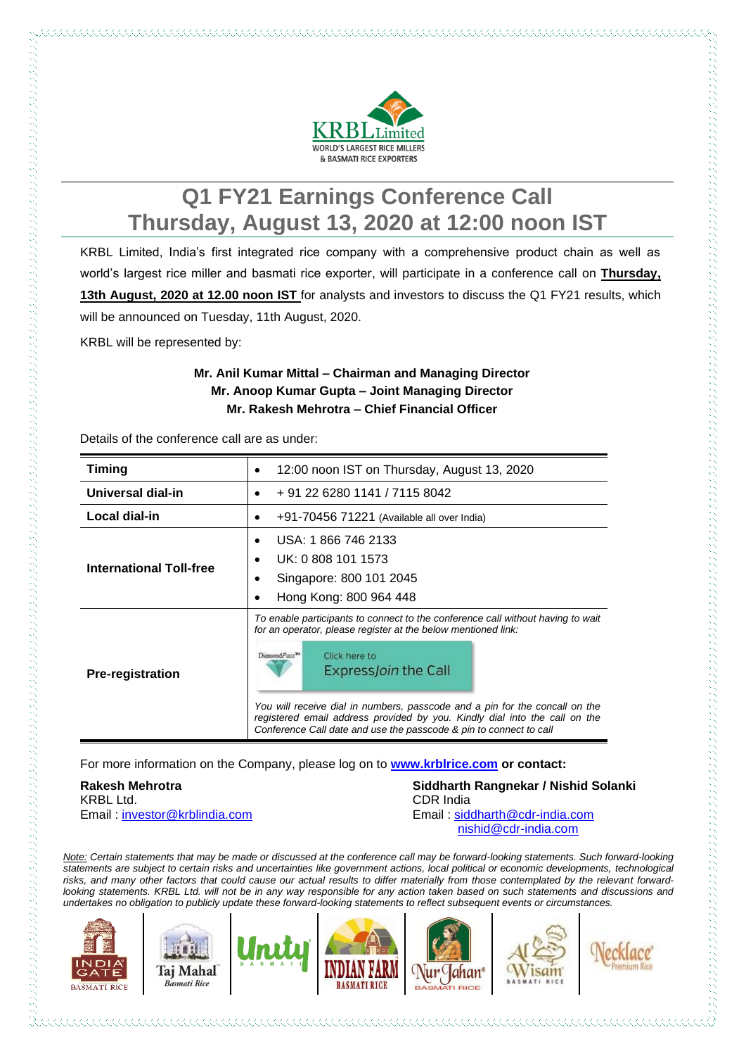KRBL Limited
WORLD'S LARGEST RICE MILLERS
& BASMATI RICE EXPORTERS

# Q1 FY21 Earnings Conference Call
# Thursday, August 13, 2020 at 12:00 noon IST

KRBL Limited, India's first integrated rice company with a comprehensive product chain as well as world's largest rice miller and basmati rice exporter, will participate in a conference call on **Thursday, 13th August, 2020 at 12.00 noon IST** for analysts and investors to discuss the Q1 FY21 results, which will be announced on Tuesday, 11th August, 2020.

KRBL will be represented by:

**Mr. Anil Kumar Mittal – Chairman and Managing Director**
**Mr. Anoop Kumar Gupta – Joint Managing Director**
**Mr. Rakesh Mehrotra – Chief Financial Officer**

Details of the conference call are as under:

| | |
|---|---|
| **Timing** | • 12:00 noon IST on Thursday, August 13, 2020 |
| **Universal dial-in** | • + 91 22 6280 1141 / 7115 8042 |
| **Local dial-in** | • +91-70456 71221 (Available all over India) |
| **International Toll-free** | • USA: 1 866 746 2133<br>• UK: 0 808 101 1573<br>• Singapore: 800 101 2045<br>• Hong Kong: 800 964 448 |
| **Pre-registration** | *To enable participants to connect to the conference call without having to wait for an operator, please register at the below mentioned link:*<br>DiamondPass™ Click here to ExpressJoin the Call<br>*You will receive dial in numbers, passcode and a pin for the concall on the registered email address provided by you. Kindly dial into the call on the Conference Call date and use the passcode & pin to connect to call* |

For more information on the Company, please log on to **www.krblrice.com** **or contact:**

**Rakesh Mehrotra**
KRBL Ltd.
Email : investor@krblindia.com

**Siddharth Rangnekar / Nishid Solanki**
CDR India
Email : siddharth@cdr-india.com
nishid@cdr-india.com

*Note: Certain statements that may be made or discussed at the conference call may be forward-looking statements. Such forward-looking statements are subject to certain risks and uncertainties like government actions, local political or economic developments, technological risks, and many other factors that could cause our actual results to differ materially from those contemplated by the relevant forward-looking statements. KRBL Ltd. will not be in any way responsible for any action taken based on such statements and discussions and undertakes no obligation to publicly update these forward-looking statements to reflect subsequent events or circumstances.*

INDIA GATE BASMATI RICE | Taj Mahal Basmati Rice | Unity BASMATI | INDIAN FARM BASMATI RICE | Nur Jahan BASMATI RICE | Al Wisam BASMATI RICE | Necklace Premium Rice